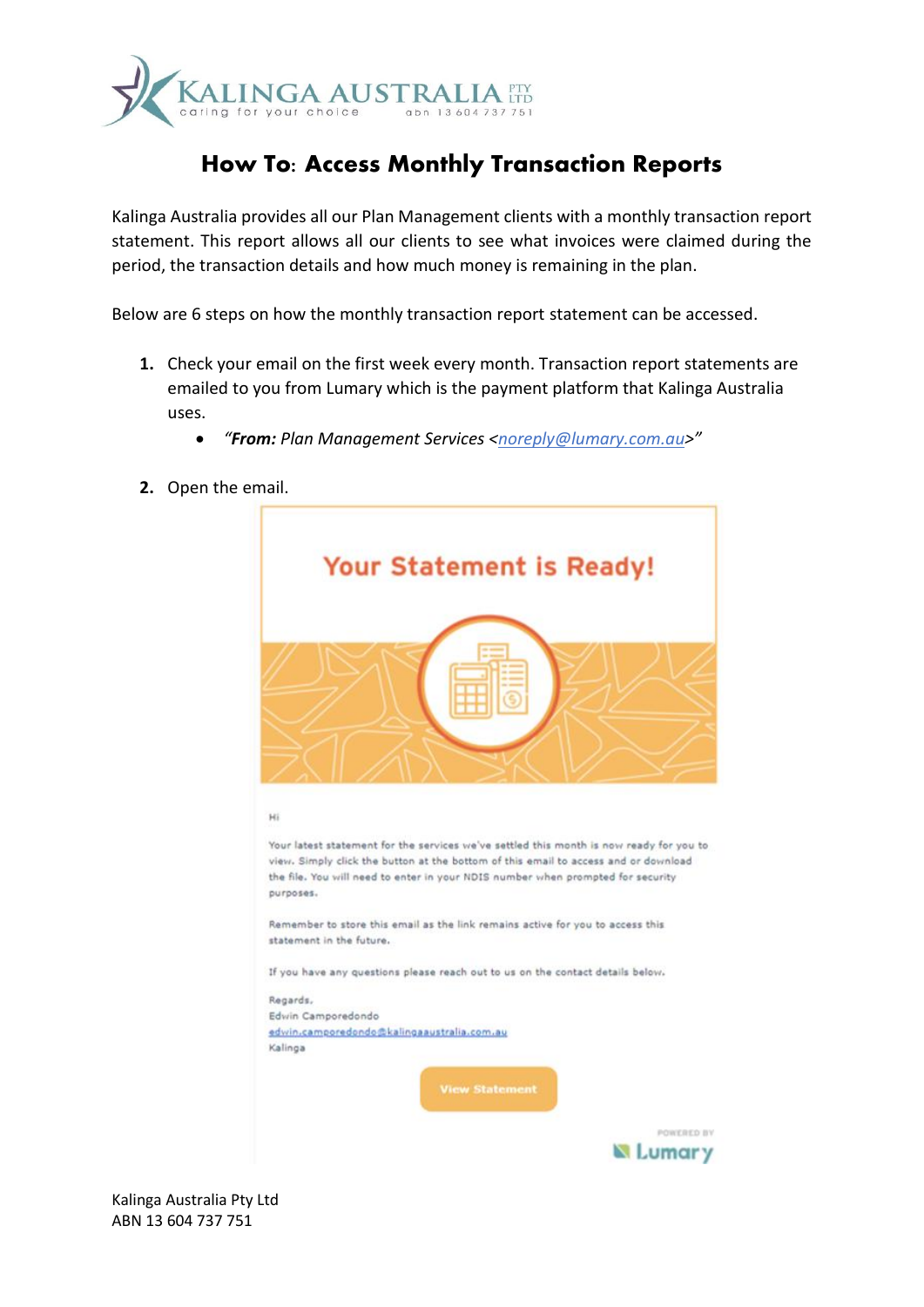# How To: Access Monthly Transaction Reports

Kalinga Australia provides all our Plan Management clients with a monthly transaction report statement. This report allows all our clients to see what invoices were claimed during the period, the transaction details and how much money is remaining in the plan.

Below are 6 steps on how the monthly transaction report statement can be accessed.

1. Check your email on the first week every month. Transaction report statements are emailed to you from Lumary which is the payment platform that Kalinga Australia uses.
   - *"**From:** Plan Management Services <noreply@lumary.com.au>"*
2. Open the email.

Your Statement is Ready!

Hi

Your latest statement for the services we've settled this month is now ready for you to view. Simply click the button at the bottom of this email to access and or download the file. You will need to enter in your NDIS number when prompted for security purposes.

Remember to store this email as the link remains active for you to access this statement in the future.

If you have any questions please reach out to us on the contact details below.

Regards,
Edwin Camporedondo
edwin.camporedondo@kalingaaustralia.com.au
Kalinga

View Statement

POWERED BY Lumary

Kalinga Australia Pty Ltd
ABN 13 604 737 751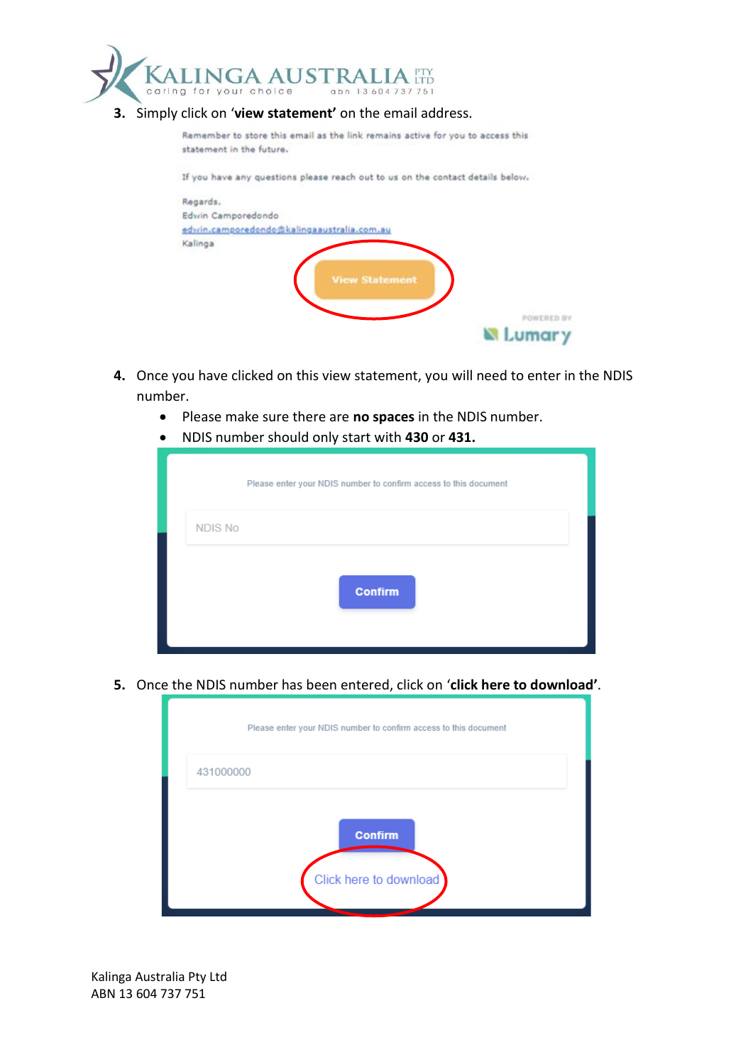3. Simply click on '**view statement'** on the email address.

Remember to store this email as the link remains active for you to access this statement in the future.

If you have any questions please reach out to us on the contact details below.

Regards,
Edwin Camporedondo
edwin.camporedondo@kalingaaustralia.com.au
Kalinga

View Statement

POWERED BY Lumary

4. Once you have clicked on this view statement, you will need to enter in the NDIS number.
   - Please make sure there are **no spaces** in the NDIS number.
   - NDIS number should only start with **430** or **431.**

Please enter your NDIS number to confirm access to this document

NDIS No

Confirm

5. Once the NDIS number has been entered, click on '**click here to download'**.

Please enter your NDIS number to confirm access to this document

431000000

Confirm

Click here to download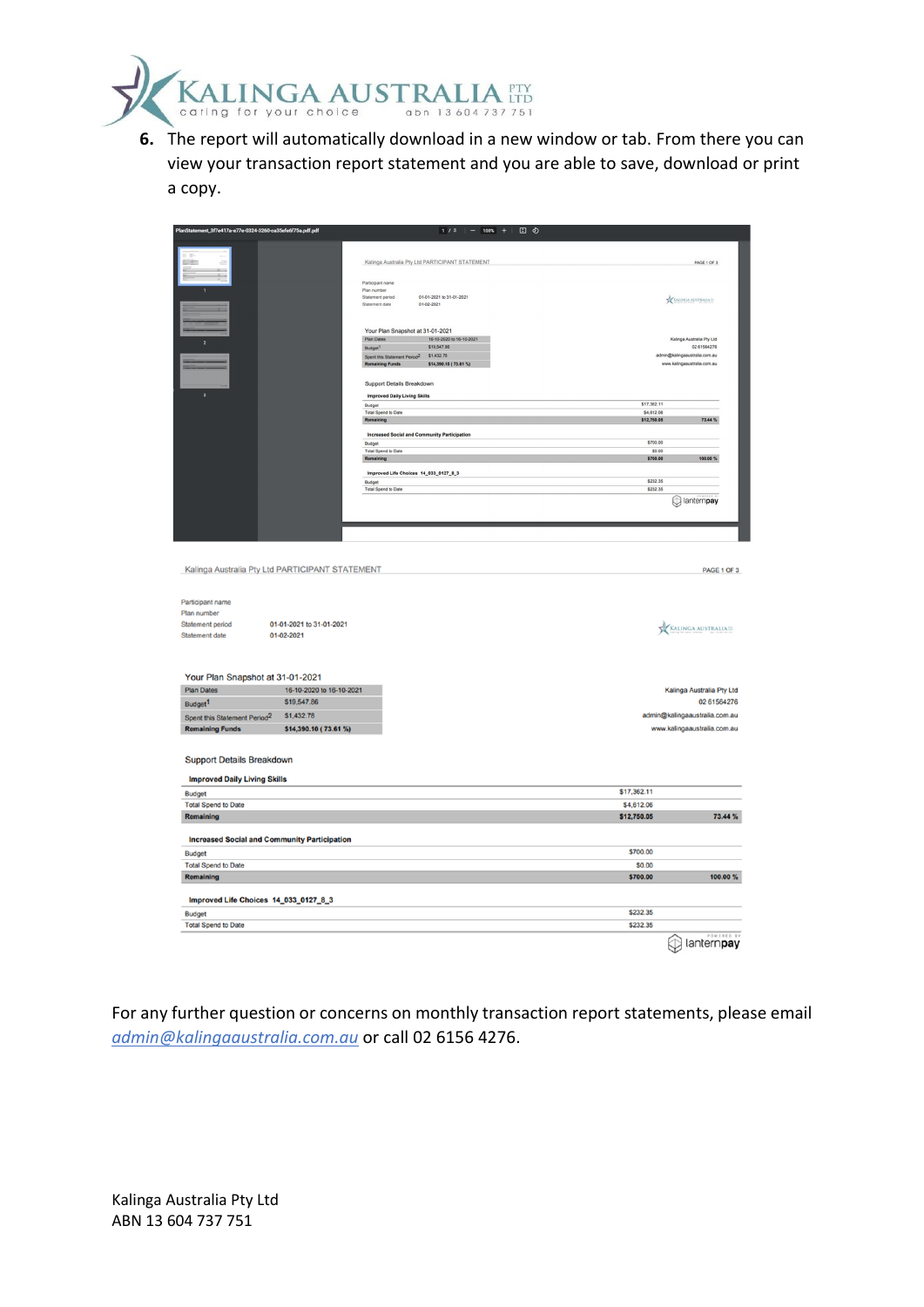6. The report will automatically download in a new window or tab. From there you can view your transaction report statement and you are able to save, download or print a copy.

Kalinga Australia Pty Ltd PARTICIPANT STATEMENT

PAGE 1 OF 3

Participant name
Plan number
Statement period 01-01-2021 to 31-01-2021
Statement date 01-02-2021

Your Plan Snapshot at 31-01-2021

| | |
|---|---|
| Plan Dates | 16-10-2020 to 16-10-2021 |
| Budget[1] | $19,547.86 |
| Spent this Statement Period[2] | $1,432.76 |
| Remaining Funds | $14,390.10 ( 73.61 %) |

Kalinga Australia Pty Ltd
02 61564276
admin@kalingaaustralia.com.au
www.kalingaaustralia.com.au

Support Details Breakdown

**Improved Daily Living Skills**

| | | |
|---|---|---|
| Budget | $17,362.11 | |
| Total Spend to Date | $4,612.06 | |
| Remaining | $12,750.05 | 73.44 % |

**Increased Social and Community Participation**

| | | |
|---|---|---|
| Budget | $700.00 | |
| Total Spend to Date | $0.00 | |
| Remaining | $700.00 | 100.00 % |

**Improved Life Choices 14_033_0127_8_3**

| | |
|---|---|
| Budget | $232.35 |
| Total Spend to Date | $232.35 |

POWERED BY lanternpay

For any further question or concerns on monthly transaction report statements, please email *admin@kalingaaustralia.com.au* or call 02 6156 4276.

Kalinga Australia Pty Ltd
ABN 13 604 737 751